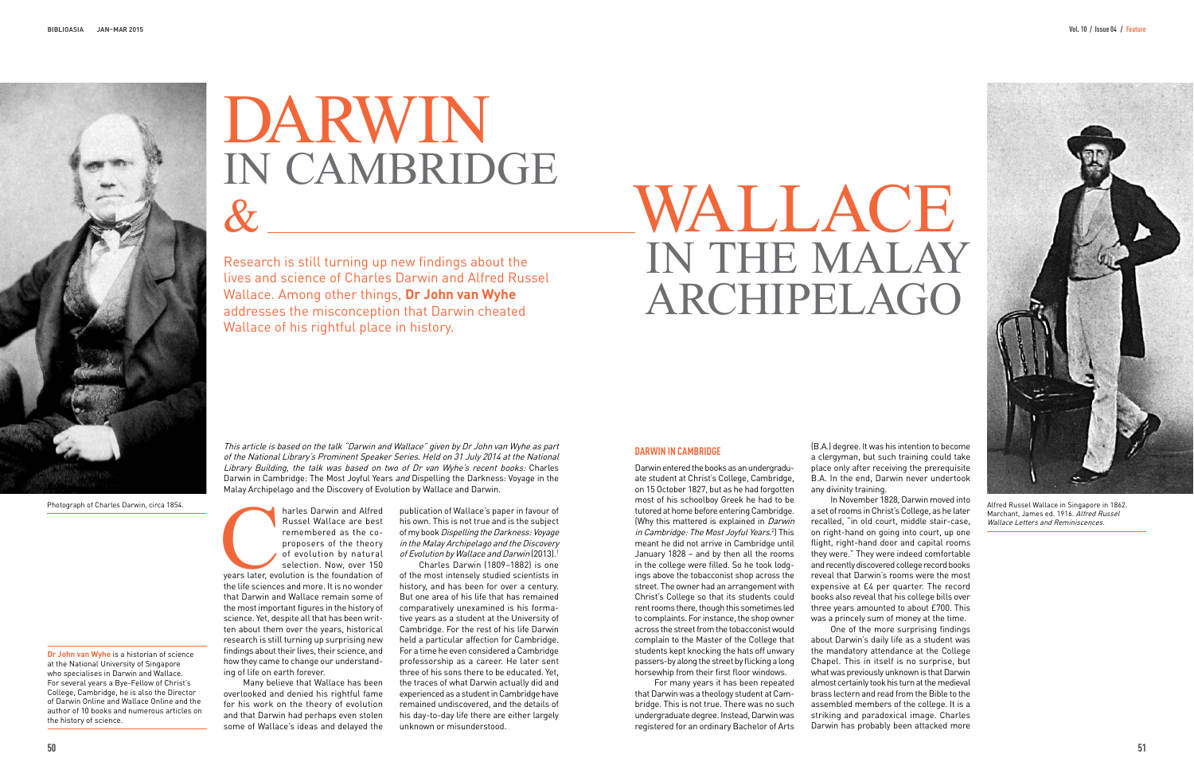# DARWIN IN CAMBRIDGE & WALLACE IN THE MALAY ARCHIPELAGO

Research is still turning up new findings about the lives and science of Charles Darwin and Alfred Russel Wallace. Among other things, **Dr John van Wyhe** addresses the misconception that Darwin cheated Wallace of his rightful place in history.

Photograph of Charles Darwin, circa 1854.

*This article is based on the talk "Darwin and Wallace" given by Dr John van Wyhe as part of the National Library's Prominent Speaker Series. Held on 31 July 2014 at the National Library Building, the talk was based on two of Dr van Wyhe's recent books:* Charles Darwin in Cambridge: The Most Joyful Years *and* Dispelling the Darkness: Voyage in the Malay Archipelago and the Discovery of Evolution by Wallace and Darwin.

Charles Darwin and Alfred Russel Wallace are best remembered as the co-proposers of the theory of evolution by natural selection. Now, over 150 years later, evolution is the foundation of the life sciences and more. It is no wonder that Darwin and Wallace remain some of the most important figures in the history of science. Yet, despite all that has been written about them over the years, historical research is still turning up surprising new findings about their lives, their science, and how they came to change our understanding of life on earth forever.

Many believe that Wallace has been overlooked and denied his rightful fame for his work on the theory of evolution and that Darwin had perhaps even stolen some of Wallace's ideas and delayed the publication of Wallace's paper in favour of his own. This is not true and is the subject of my book *Dispelling the Darkness: Voyage in the Malay Archipelago and the Discovery of Evolution by Wallace and Darwin* (2013).[1]

Charles Darwin (1809–1882) is one of the most intensely studied scientists in history, and has been for over a century. But one area of his life that has remained comparatively unexamined is his formative years as a student at the University of Cambridge. For the rest of his life Darwin held a particular affection for Cambridge. For a time he even considered a Cambridge professorship as a career. He later sent three of his sons there to be educated. Yet, the traces of what Darwin actually did and experienced as a student in Cambridge have remained undiscovered, and the details of his day-to-day life there are either largely unknown or misunderstood.

**Dr John van Wyhe** is a historian of science at the National University of Singapore who specialises in Darwin and Wallace. For several years a Bye-Fellow of Christ's College, Cambridge, he is also the Director of Darwin Online and Wallace Online and the author of 10 books and numerous articles on the history of science.

## DARWIN IN CAMBRIDGE

Darwin entered the books as an undergraduate student at Christ's College, Cambridge, on 15 October 1827, but as he had forgotten most of his schoolboy Greek he had to be tutored at home before entering Cambridge. (Why this mattered is explained in *Darwin in Cambridge: The Most Joyful Years*.[2]) This meant he did not arrive in Cambridge until January 1828 – and by then all the rooms in the college were filled. So he took lodgings above the tobacconist shop across the street. The owner had an arrangement with Christ's College so that its students could rent rooms there, though this sometimes led to complaints. For instance, the shop owner across the street from the tobacconist would complain to the Master of the College that students kept knocking the hats off unwary passers-by along the street by flicking a long horsewhip from their first floor windows.

For many years it has been repeated that Darwin was a theology student at Cambridge. This is not true. There was no such undergraduate degree. Instead, Darwin was registered for an ordinary Bachelor of Arts (B.A.) degree. It was his intention to become a clergyman, but such training could take place only after receiving the prerequisite B.A. In the end, Darwin never undertook any divinity training.

In November 1828, Darwin moved into a set of rooms in Christ's College, as he later recalled, "in old court, middle stair-case, on right-hand on going into court, up one flight, right-hand door and capital rooms they were." They were indeed comfortable and recently discovered college record books reveal that Darwin's rooms were the most expensive at £4 per quarter. The record books also reveal that his college bills over three years amounted to about £700. This was a princely sum of money at the time.

One of the more surprising findings about Darwin's daily life as a student was the mandatory attendance at the College Chapel. This in itself is no surprise, but what was previously unknown is that Darwin almost certainly took his turn at the medieval brass lectern and read from the Bible to the assembled members of the college. It is a striking and paradoxical image. Charles Darwin has probably been attacked more

Alfred Russel Wallace in Singapore in 1862. Marchant, James ed. 1916. *Alfred Russel Wallace Letters and Reminiscences.*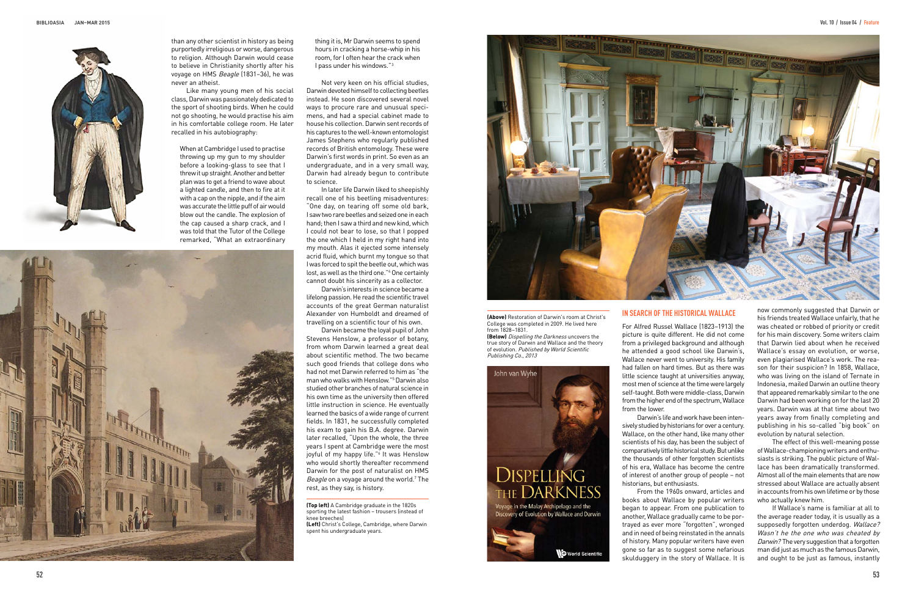than any other scientist in history as being purportedly irreligious or worse, dangerous to religion. Although Darwin would cease to believe in Christianity shortly after his voyage on HMS *Beagle* (1831–36), he was never an atheist.

Like many young men of his social class, Darwin was passionately dedicated to the sport of shooting birds. When he could not go shooting, he would practise his aim in his comfortable college room. He later recalled in his autobiography:

> When at Cambridge I used to practise throwing up my gun to my shoulder before a looking-glass to see that I threw it up straight. Another and better plan was to get a friend to wave about a lighted candle, and then to fire at it with a cap on the nipple, and if the aim was accurate the little puff of air would blow out the candle. The explosion of the cap caused a sharp crack, and I was told that the Tutor of the College remarked, "What an extraordinary thing it is, Mr Darwin seems to spend hours in cracking a horse-whip in his room, for I often hear the crack when I pass under his windows."[3]

Not very keen on his official studies, Darwin devoted himself to collecting beetles instead. He soon discovered several novel ways to procure rare and unusual specimens, and had a special cabinet made to house his collection. Darwin sent records of his captures to the well-known entomologist James Stephens who regularly published records of British entomology. These were Darwin's first words in print. So even as an undergraduate, and in a very small way, Darwin had already begun to contribute to science.

In later life Darwin liked to sheepishly recall one of his beetling misadventures: "One day, on tearing off some old bark, I saw two rare beetles and seized one in each hand; then I saw a third and new kind, which I could not bear to lose, so that I popped the one which I held in my right hand into my mouth. Alas it ejected some intensely acrid fluid, which burnt my tongue so that I was forced to spit the beetle out, which was lost, as well as the third one."[4] One certainly cannot doubt his sincerity as a collector.

Darwin's interests in science became a lifelong passion. He read the scientific travel accounts of the great German naturalist Alexander von Humboldt and dreamed of travelling on a scientific tour of his own.

Darwin became the loyal pupil of John Stevens Henslow, a professor of botany, from whom Darwin learned a great deal about scientific method. The two became such good friends that college dons who had not met Darwin referred to him as "the man who walks with Henslow."[5] Darwin also studied other branches of natural science in his own time as the university then offered little instruction in science. He eventually learned the basics of a wide range of current fields. In 1831, he successfully completed his exam to gain his B.A. degree. Darwin later recalled, "Upon the whole, the three years I spent at Cambridge were the most joyful of my happy life."[6] It was Henslow who would shortly thereafter recommend Darwin for the post of naturalist on HMS *Beagle* on a voyage around the world.[7] The rest, as they say, is history.

**(Top left)** A Cambridge graduate in the 1820s sporting the latest fashion – trousers (instead of knee breeches)
**(Left)** Christ's College, Cambridge, where Darwin spent his undergraduate years.

**(Above)** Restoration of Darwin's room at Christ's College was completed in 2009. He lived here from 1828–1831.
**(Below)** *Dispelling the Darkness* uncovers the true story of Darwin and Wallace and the theory of evolution. *Published by World Scientific Publishing Co., 2013*

## IN SEARCH OF THE HISTORICAL WALLACE

For Alfred Russel Wallace (1823–1913) the picture is quite different. He did not come from a privileged background and although he attended a good school like Darwin's, Wallace never went to university. His family had fallen on hard times. But as there was little science taught at universities anyway, most men of science at the time were largely self-taught. Both were middle-class, Darwin from the higher end of the spectrum, Wallace from the lower.

Darwin's life and work have been intensively studied by historians for over a century. Wallace, on the other hand, like many other scientists of his day, has been the subject of comparatively little historical study. But unlike the thousands of other forgotten scientists of his era, Wallace has become the centre of interest of another group of people – not historians, but enthusiasts.

From the 1960s onward, articles and books about Wallace by popular writers began to appear. From one publication to another, Wallace gradually came to be portrayed as ever more "forgotten", wronged and in need of being reinstated in the annals of history. Many popular writers have even gone so far as to suggest some nefarious skulduggery in the story of Wallace. It is now commonly suggested that Darwin or his friends treated Wallace unfairly, that he was cheated or robbed of priority or credit for his main discovery. Some writers claim that Darwin lied about when he received Wallace's essay on evolution, or worse, even plagiarised Wallace's work. The reason for their suspicion? In 1858, Wallace, who was living on the island of Ternate in Indonesia, mailed Darwin an outline theory that appeared remarkably similar to the one Darwin had been working on for the last 20 years. Darwin was at that time about two years away from finally completing and publishing in his so-called "big book" on evolution by natural selection.

The effect of this well-meaning posse of Wallace-championing writers and enthusiasts is striking. The public picture of Wallace has been dramatically transformed. Almost all of the main elements that are now stressed about Wallace are actually absent in accounts from his own lifetime or by those who actually knew him.

If Wallace's name is familiar at all to the average reader today, it is usually as a supposedly forgotten underdog. *Wallace? Wasn't he the one who was cheated by Darwin?* The very suggestion that a forgotten man did just as much as the famous Darwin, and ought to be just as famous, instantly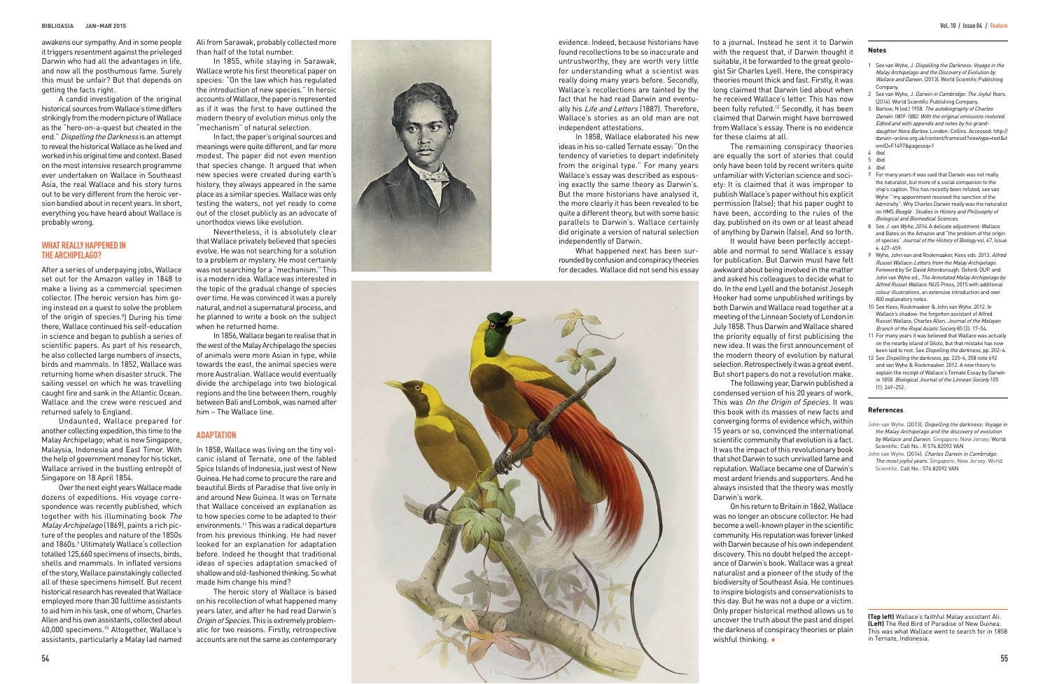awakens our sympathy. And in some people it triggers resentment against the privileged Darwin who had all the advantages in life, and now all the posthumous fame. Surely this must be unfair? But that depends on getting the facts right.

A candid investigation of the original historical sources from Wallace's time differs strikingly from the modern picture of Wallace as the "hero-on-a-quest but cheated in the end." *Dispelling the Darkness* is an attempt to reveal the historical Wallace as he lived and worked in his original time and context. Based on the most intensive research programme ever undertaken on Wallace in Southeast Asia, the real Wallace and his story turns out to be very different from the heroic version bandied about in recent years. In short, everything you have heard about Wallace is probably wrong.

## WHAT REALLY HAPPENED IN THE ARCHIPELAGO?

After a series of underpaying jobs, Wallace set out for the Amazon valley in 1848 to make a living as a commercial specimen collector. (The heroic version has him going instead on a quest to solve the problem of the origin of species.[8]) During his time there, Wallace continued his self-education in science and began to publish a series of scientific papers. As part of his research, he also collected large numbers of insects, birds and mammals. In 1852, Wallace was returning home when disaster struck. The sailing vessel on which he was travelling caught fire and sank in the Atlantic Ocean. Wallace and the crew were rescued and returned safely to England.

Undaunted, Wallace prepared for another collecting expedition, this time to the Malay Archipelago; what is now Singapore, Malaysia, Indonesia and East Timor. With the help of government money for his ticket, Wallace arrived in the bustling entrepôt of Singapore on 18 April 1854.

Over the next eight years Wallace made dozens of expeditions. His voyage correspondence was recently published, which together with his illuminating book *The Malay Archipelago* (1869), paints a rich picture of the peoples and nature of the 1850s and 1860s.[9] Ultimately Wallace's collection totalled 125,660 specimens of insects, birds, shells and mammals. In inflated versions of the story, Wallace painstakingly collected all of these specimens himself. But recent historical research has revealed that Wallace employed more than 30 fulltime assistants to aid him in his task, one of whom, Charles Allen and his own assistants, collected about 40,000 specimens.[10] Altogether, Wallace's assistants, particularly a Malay lad named Ali from Sarawak, probably collected more than half of the total number.

In 1855, while staying in Sarawak, Wallace wrote his first theoretical paper on species: "On the law which has regulated the introduction of new species." In heroic accounts of Wallace, the paper is represented as if it was the first to have outlined the modern theory of evolution minus only the "mechanism" of natural selection.

In fact, the paper's original sources and meanings were quite different, and far more modest. The paper did not even mention that species change. It argued that when new species were created during earth's history, they always appeared in the same place as a similar species. Wallace was only testing the waters, not yet ready to come out of the closet publicly as an advocate of unorthodox views like evolution.

Nevertheless, it is absolutely clear that Wallace privately believed that species evolve. He was not searching for a solution to a problem or mystery. He most certainly was not searching for a "mechanism." This is a modern idea. Wallace was interested in the topic of the gradual change of species over time. He was convinced it was a purely natural, and not a supernatural process, and he planned to write a book on the subject when he returned home.

In 1856, Wallace began to realise that in the west of the Malay Archipelago the species of animals were more Asian in type, while towards the east, the animal species were more Australian. Wallace would eventually divide the archipelago into two biological regions and the line between them, roughly between Bali and Lombok, was named after him – The Wallace line.

## ADAPTATION

In 1858, Wallace was living on the tiny volcanic island of Ternate, one of the fabled Spice Islands of Indonesia, just west of New Guinea. He had come to procure the rare and beautiful Birds of Paradise that live only in and around New Guinea. It was on Ternate that Wallace conceived an explanation as to how species come to be adapted to their environments.[11] This was a radical departure from his previous thinking. He had never looked for an explanation for adaptation before. Indeed he thought that traditional ideas of species adaptation smacked of shallow and old-fashioned thinking. So what made him change his mind?

The heroic story of Wallace is based on his recollection of what happened many years later, and after he had read Darwin's *Origin of Species*. This is extremely problematic for two reasons. Firstly, retrospective accounts are not the same as contemporary evidence. Indeed, because historians have found recollections to be so inaccurate and untrustworthy, they are worth very little for understanding what a scientist was really doing many years before. Secondly, Wallace's recollections are tainted by the fact that he had read Darwin and eventually his *Life and Letters* (1887). Therefore, Wallace's stories as an old man are not independent attestations.

In 1858, Wallace elaborated his new ideas in his so-called Ternate essay: "On the tendency of varieties to depart indefinitely from the original type." For many years Wallace's essay was described as espousing exactly the same theory as Darwin's. But the more historians have analysed it, the more clearly it has been revealed to be quite a different theory, but with some basic parallels to Darwin's. Wallace certainly did originate a version of natural selection independently of Darwin.

What happened next has been surrounded by confusion and conspiracy theories for decades. Wallace did not send his essay to a journal. Instead he sent it to Darwin with the request that, if Darwin thought it suitable, it be forwarded to the great geologist Sir Charles Lyell. Here, the conspiracy theories mount thick and fast. Firstly, it was long claimed that Darwin lied about when he received Wallace's letter. This has now been fully refuted.[12] Secondly, it has been claimed that Darwin might have borrowed from Wallace's essay. There is no evidence for these claims at all.

The remaining conspiracy theories are equally the sort of stories that could only have been told by recent writers quite unfamiliar with Victorian science and society: It is claimed that it was improper to publish Wallace's paper without his explicit permission (false); that his paper ought to have been, according to the rules of the day, published on its own or at least ahead of anything by Darwin (false). And so forth.

It would have been perfectly acceptable and normal to send Wallace's essay for publication. But Darwin must have felt awkward about being involved in the matter and asked his colleagues to decide what to do. In the end Lyell and the botanist Joseph Hooker had some unpublished writings by both Darwin and Wallace read together at a meeting of the Linnean Society of London in July 1858. Thus Darwin and Wallace shared the priority equally of first publicising the new idea. It was the first announcement of the modern theory of evolution by natural selection. Retrospectively it was a great event. But short papers do not a revolution make.

The following year, Darwin published a condensed version of his 20 years of work. This was *On the Origin of Species*. It was this book with its masses of new facts and converging forms of evidence which, within 15 years or so, convinced the international scientific community that evolution is a fact. It was the impact of this revolutionary book that shot Darwin to such unrivalled fame and reputation. Wallace became one of Darwin's most ardent friends and supporters. And he always insisted that the theory was mostly Darwin's work.

On his return to Britain in 1862, Wallace was no longer an obscure collector. He had become a well-known player in the scientific community. His reputation was forever linked with Darwin because of his own independent discovery. This no doubt helped the acceptance of Darwin's work. Wallace was a great naturalist and a pioneer of the study of the biodiversity of Southeast Asia. He continues to inspire biologists and conservationists to this day. But he was not a dupe or a victim. Only proper historical method allows us to uncover the truth about the past and dispel the darkness of conspiracy theories or plain wishful thinking. ♦

**(Top left)** Wallace's faithful Malay assistant Ali. **(Left)** The Red Bird of Paradise of New Guinea. This was what Wallace went to search for in 1858 in Ternate, Indonesia.

### Notes

1. See van Wyhe, J. *Dispelling the Darkness: Voyage in the Malay Archipelago and the Discovery of Evolution by Wallace and Darwin*. (2013). World Scientific Publishing Company.
2. See van Wyhe, J. *Darwin in Cambridge: The Joyful Years.* (2014). World Scientific Publishing Company.
3. Barlow, N (ed.) 1958. *The autobiography of Charles Darwin 1809-1882. With the original omissions restored. Edited and with appendix and notes by his grand-daughter Nora Barlow.* London: Collins. Accessed: http://darwin-online.org.uk/content/frameset?viewtype=text&itemID=F1497&pageseq=1
4. *Ibid.*
5. *Ibid.*
6. *Ibid.*
7. For many years it was said that Darwin was not really the naturalist, but more of a social companion to the ship's caption. This has recently been refuted, see van Wyhe "'my appointment received the sanction of the Admiralty': Why Charles Darwin really was the naturalist on HMS *Beagle*'. *Studies in History and Philosophy of Biological and Biomedical Sciences.*
8. See *J. van Wyhe, 2014.* A delicate adjustment: Wallace and Bates on the Amazon and "the problem of the origin of species" *Journal of the History of Biology* vol. 47, Issue 4: 627–659.
9. Wyhe, John van and Rookmaaker, Kees eds. 2013. *Alfred Russel Wallace: Letters from the Malay Archipelago.* Foreword by Sir David Attenborough. Oxford: OUP. and John van Wyhe ed., *The Annotated Malay Archipelago by Alfred Russel Wallace.* NUS Press, 2015 with additional colour illustrations, an extensive introduction and over 800 explanatory notes.
10. See Kees, Rookmaaker & John van Wyhe. 2012. In Wallace's shadow: the forgotten assistant of Alfred Russel Wallace, Charles Allen. *Journal of the Malayan Branch of the Royal Asiatic Society* 85 (2): 17–54.
11. For many years it was believed that Wallace was actually on the nearby island of Gilolo, but that mistake has now been laid to rest. See *Dispelling the darkness*, pp. 202–4.
12. See *Dispelling the darkness*, pp. 225–6, 358 note 692 and van Wyhe & Rookmaaker. 2012. A new theory to explain the receipt of Wallace's Ternate Essay by Darwin in 1858. *Biological Journal of the Linnean Society* 105 (1): 249–252.

### References

John van Wyhe. (2013). *Dispelling the darkness: Voyage in the Malay Archipelago and the discovery of evolution by Wallace and Darwin.* Singapore; New Jersey: World Scientific. Call No.: R 576.82092 VAN

John van Wyhe. (2014). *Charles Darwin in Cambridge: The most joyful years.* Singapore; New Jersey: World Scientific. Call No.: 576.82092 VAN